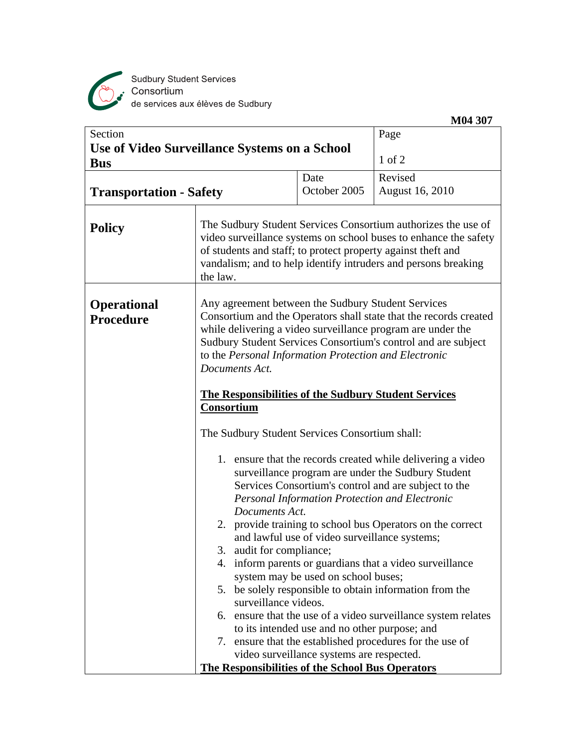Sudbury Student Services Consortium
de services aux élèves de Sudbury

**M04 307**

| Section | | Page |
|---|---|---|
| **Use of Video Surveillance Systems on a School Bus** | | 1 of 2 |
| **Transportation - Safety** | Date<br>October 2005 | Revised<br>August 16, 2010 |

## Policy

The Sudbury Student Services Consortium authorizes the use of video surveillance systems on school buses to enhance the safety of students and staff; to protect property against theft and vandalism; and to help identify intruders and persons breaking the law.

## Operational Procedure

Any agreement between the Sudbury Student Services Consortium and the Operators shall state that the records created while delivering a video surveillance program are under the Sudbury Student Services Consortium's control and are subject to the *Personal Information Protection and Electronic Documents Act.*

**The Responsibilities of the Sudbury Student Services Consortium**

The Sudbury Student Services Consortium shall:

1. ensure that the records created while delivering a video surveillance program are under the Sudbury Student Services Consortium's control and are subject to the *Personal Information Protection and Electronic Documents Act.*
2. provide training to school bus Operators on the correct and lawful use of video surveillance systems;
3. audit for compliance;
4. inform parents or guardians that a video surveillance system may be used on school buses;
5. be solely responsible to obtain information from the surveillance videos.
6. ensure that the use of a video surveillance system relates to its intended use and no other purpose; and
7. ensure that the established procedures for the use of video surveillance systems are respected.

**The Responsibilities of the School Bus Operators**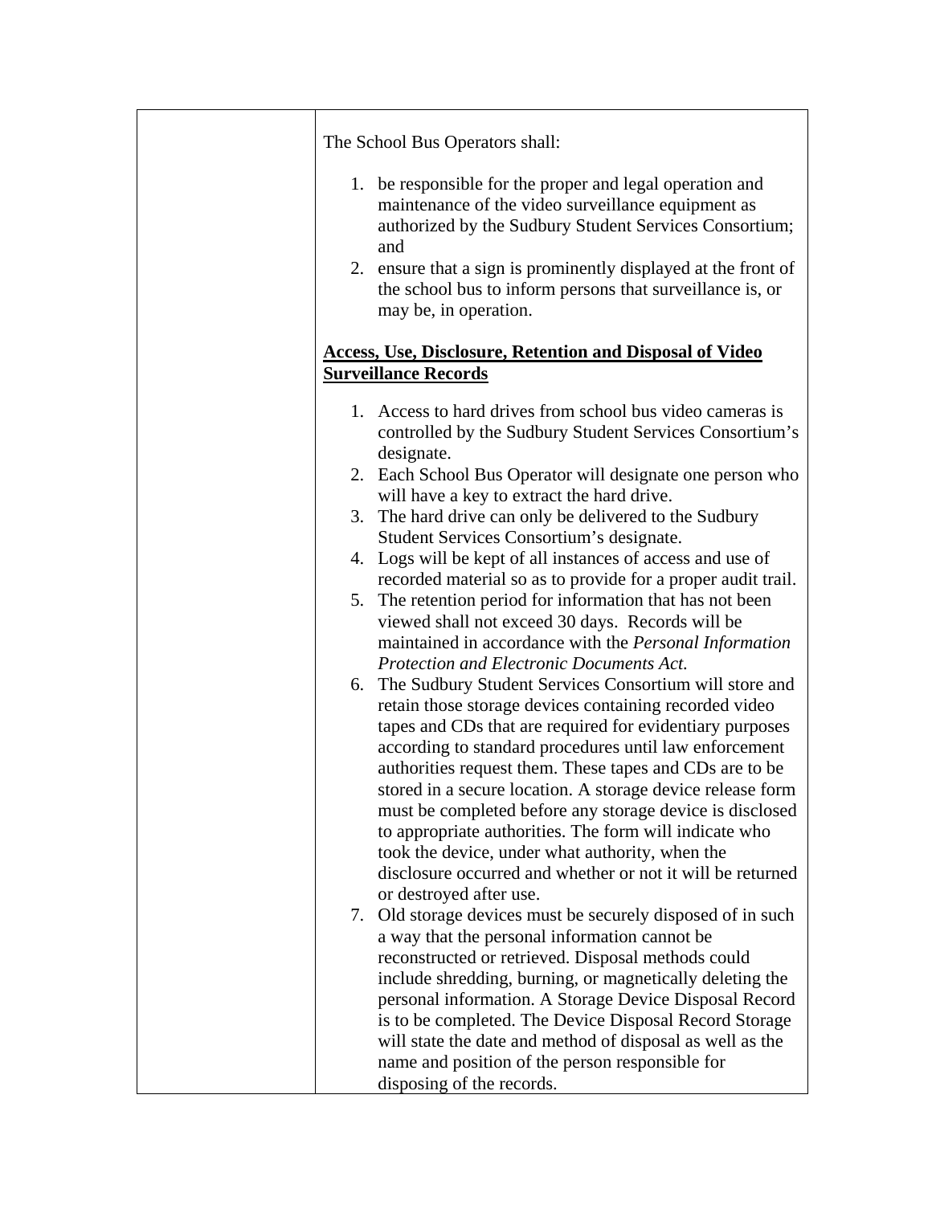The School Bus Operators shall:

1. be responsible for the proper and legal operation and maintenance of the video surveillance equipment as authorized by the Sudbury Student Services Consortium; and
2. ensure that a sign is prominently displayed at the front of the school bus to inform persons that surveillance is, or may be, in operation.

**Access, Use, Disclosure, Retention and Disposal of Video Surveillance Records**

1. Access to hard drives from school bus video cameras is controlled by the Sudbury Student Services Consortium's designate.
2. Each School Bus Operator will designate one person who will have a key to extract the hard drive.
3. The hard drive can only be delivered to the Sudbury Student Services Consortium's designate.
4. Logs will be kept of all instances of access and use of recorded material so as to provide for a proper audit trail.
5. The retention period for information that has not been viewed shall not exceed 30 days. Records will be maintained in accordance with the *Personal Information Protection and Electronic Documents Act.*
6. The Sudbury Student Services Consortium will store and retain those storage devices containing recorded video tapes and CDs that are required for evidentiary purposes according to standard procedures until law enforcement authorities request them. These tapes and CDs are to be stored in a secure location. A storage device release form must be completed before any storage device is disclosed to appropriate authorities. The form will indicate who took the device, under what authority, when the disclosure occurred and whether or not it will be returned or destroyed after use.
7. Old storage devices must be securely disposed of in such a way that the personal information cannot be reconstructed or retrieved. Disposal methods could include shredding, burning, or magnetically deleting the personal information. A Storage Device Disposal Record is to be completed. The Device Disposal Record Storage will state the date and method of disposal as well as the name and position of the person responsible for disposing of the records.